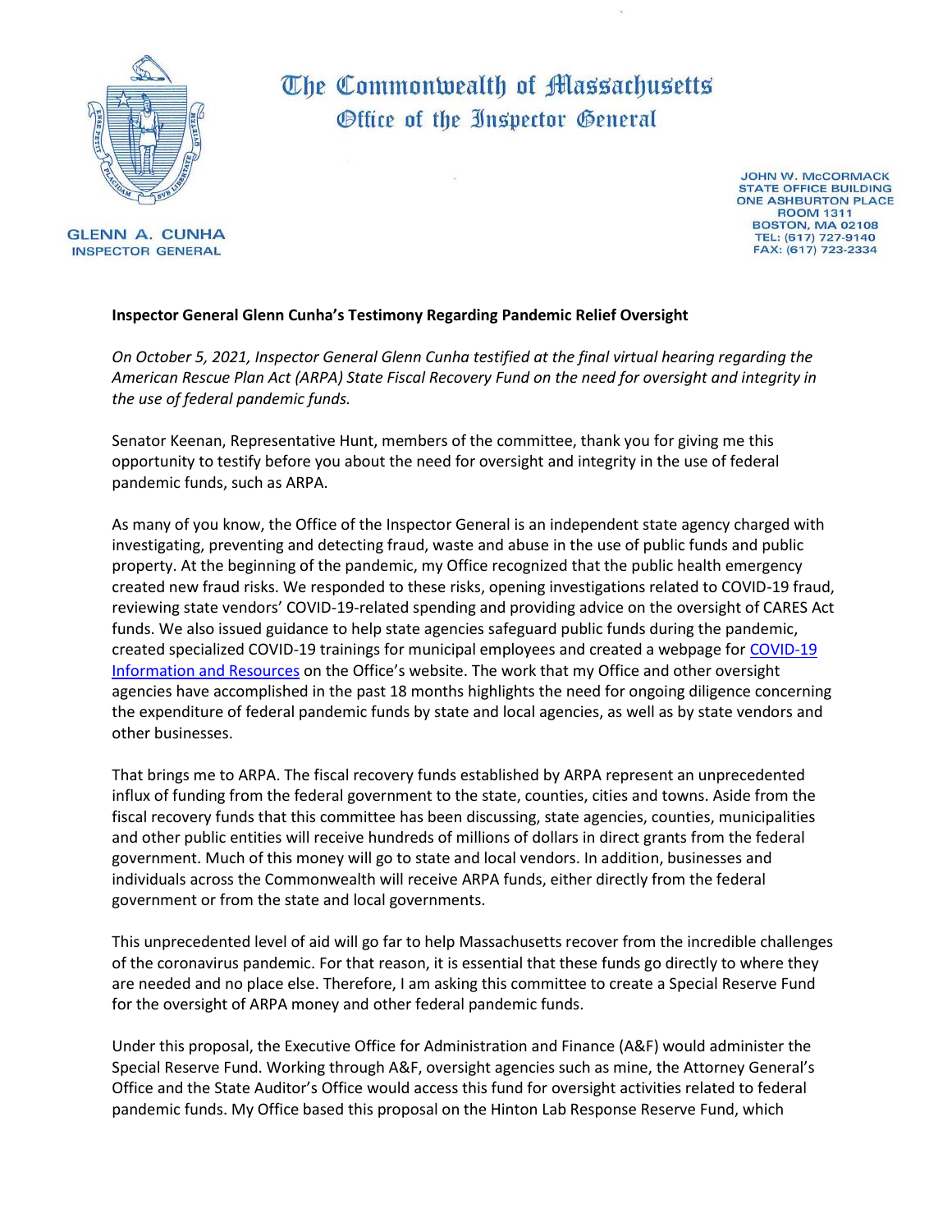# The Commonwealth of Massachusetts
## Office of the Inspector General

GLENN A. CUNHA
INSPECTOR GENERAL

JOHN W. McCORMACK
STATE OFFICE BUILDING
ONE ASHBURTON PLACE
ROOM 1311
BOSTON, MA 02108
TEL: (617) 727-9140
FAX: (617) 723-2334

**Inspector General Glenn Cunha's Testimony Regarding Pandemic Relief Oversight**

*On October 5, 2021, Inspector General Glenn Cunha testified at the final virtual hearing regarding the American Rescue Plan Act (ARPA) State Fiscal Recovery Fund on the need for oversight and integrity in the use of federal pandemic funds.*

Senator Keenan, Representative Hunt, members of the committee, thank you for giving me this opportunity to testify before you about the need for oversight and integrity in the use of federal pandemic funds, such as ARPA.

As many of you know, the Office of the Inspector General is an independent state agency charged with investigating, preventing and detecting fraud, waste and abuse in the use of public funds and public property. At the beginning of the pandemic, my Office recognized that the public health emergency created new fraud risks. We responded to these risks, opening investigations related to COVID-19 fraud, reviewing state vendors' COVID-19-related spending and providing advice on the oversight of CARES Act funds. We also issued guidance to help state agencies safeguard public funds during the pandemic, created specialized COVID-19 trainings for municipal employees and created a webpage for COVID-19 Information and Resources on the Office's website. The work that my Office and other oversight agencies have accomplished in the past 18 months highlights the need for ongoing diligence concerning the expenditure of federal pandemic funds by state and local agencies, as well as by state vendors and other businesses.

That brings me to ARPA. The fiscal recovery funds established by ARPA represent an unprecedented influx of funding from the federal government to the state, counties, cities and towns. Aside from the fiscal recovery funds that this committee has been discussing, state agencies, counties, municipalities and other public entities will receive hundreds of millions of dollars in direct grants from the federal government. Much of this money will go to state and local vendors. In addition, businesses and individuals across the Commonwealth will receive ARPA funds, either directly from the federal government or from the state and local governments.

This unprecedented level of aid will go far to help Massachusetts recover from the incredible challenges of the coronavirus pandemic. For that reason, it is essential that these funds go directly to where they are needed and no place else. Therefore, I am asking this committee to create a Special Reserve Fund for the oversight of ARPA money and other federal pandemic funds.

Under this proposal, the Executive Office for Administration and Finance (A&F) would administer the Special Reserve Fund. Working through A&F, oversight agencies such as mine, the Attorney General's Office and the State Auditor's Office would access this fund for oversight activities related to federal pandemic funds. My Office based this proposal on the Hinton Lab Response Reserve Fund, which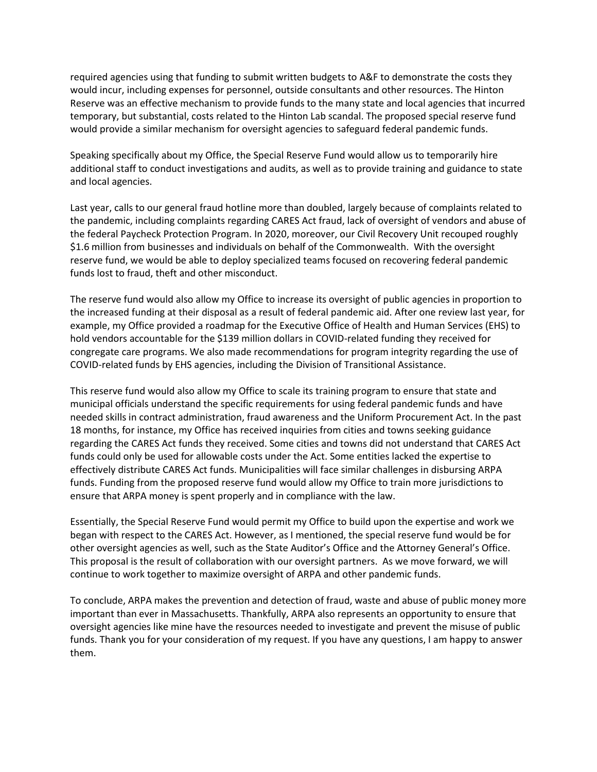required agencies using that funding to submit written budgets to A&F to demonstrate the costs they would incur, including expenses for personnel, outside consultants and other resources. The Hinton Reserve was an effective mechanism to provide funds to the many state and local agencies that incurred temporary, but substantial, costs related to the Hinton Lab scandal. The proposed special reserve fund would provide a similar mechanism for oversight agencies to safeguard federal pandemic funds.

Speaking specifically about my Office, the Special Reserve Fund would allow us to temporarily hire additional staff to conduct investigations and audits, as well as to provide training and guidance to state and local agencies.

Last year, calls to our general fraud hotline more than doubled, largely because of complaints related to the pandemic, including complaints regarding CARES Act fraud, lack of oversight of vendors and abuse of the federal Paycheck Protection Program. In 2020, moreover, our Civil Recovery Unit recouped roughly $1.6 million from businesses and individuals on behalf of the Commonwealth. With the oversight reserve fund, we would be able to deploy specialized teams focused on recovering federal pandemic funds lost to fraud, theft and other misconduct.

The reserve fund would also allow my Office to increase its oversight of public agencies in proportion to the increased funding at their disposal as a result of federal pandemic aid. After one review last year, for example, my Office provided a roadmap for the Executive Office of Health and Human Services (EHS) to hold vendors accountable for the $139 million dollars in COVID-related funding they received for congregate care programs. We also made recommendations for program integrity regarding the use of COVID-related funds by EHS agencies, including the Division of Transitional Assistance.

This reserve fund would also allow my Office to scale its training program to ensure that state and municipal officials understand the specific requirements for using federal pandemic funds and have needed skills in contract administration, fraud awareness and the Uniform Procurement Act. In the past 18 months, for instance, my Office has received inquiries from cities and towns seeking guidance regarding the CARES Act funds they received. Some cities and towns did not understand that CARES Act funds could only be used for allowable costs under the Act. Some entities lacked the expertise to effectively distribute CARES Act funds. Municipalities will face similar challenges in disbursing ARPA funds. Funding from the proposed reserve fund would allow my Office to train more jurisdictions to ensure that ARPA money is spent properly and in compliance with the law.

Essentially, the Special Reserve Fund would permit my Office to build upon the expertise and work we began with respect to the CARES Act. However, as I mentioned, the special reserve fund would be for other oversight agencies as well, such as the State Auditor's Office and the Attorney General's Office. This proposal is the result of collaboration with our oversight partners. As we move forward, we will continue to work together to maximize oversight of ARPA and other pandemic funds.

To conclude, ARPA makes the prevention and detection of fraud, waste and abuse of public money more important than ever in Massachusetts. Thankfully, ARPA also represents an opportunity to ensure that oversight agencies like mine have the resources needed to investigate and prevent the misuse of public funds. Thank you for your consideration of my request. If you have any questions, I am happy to answer them.